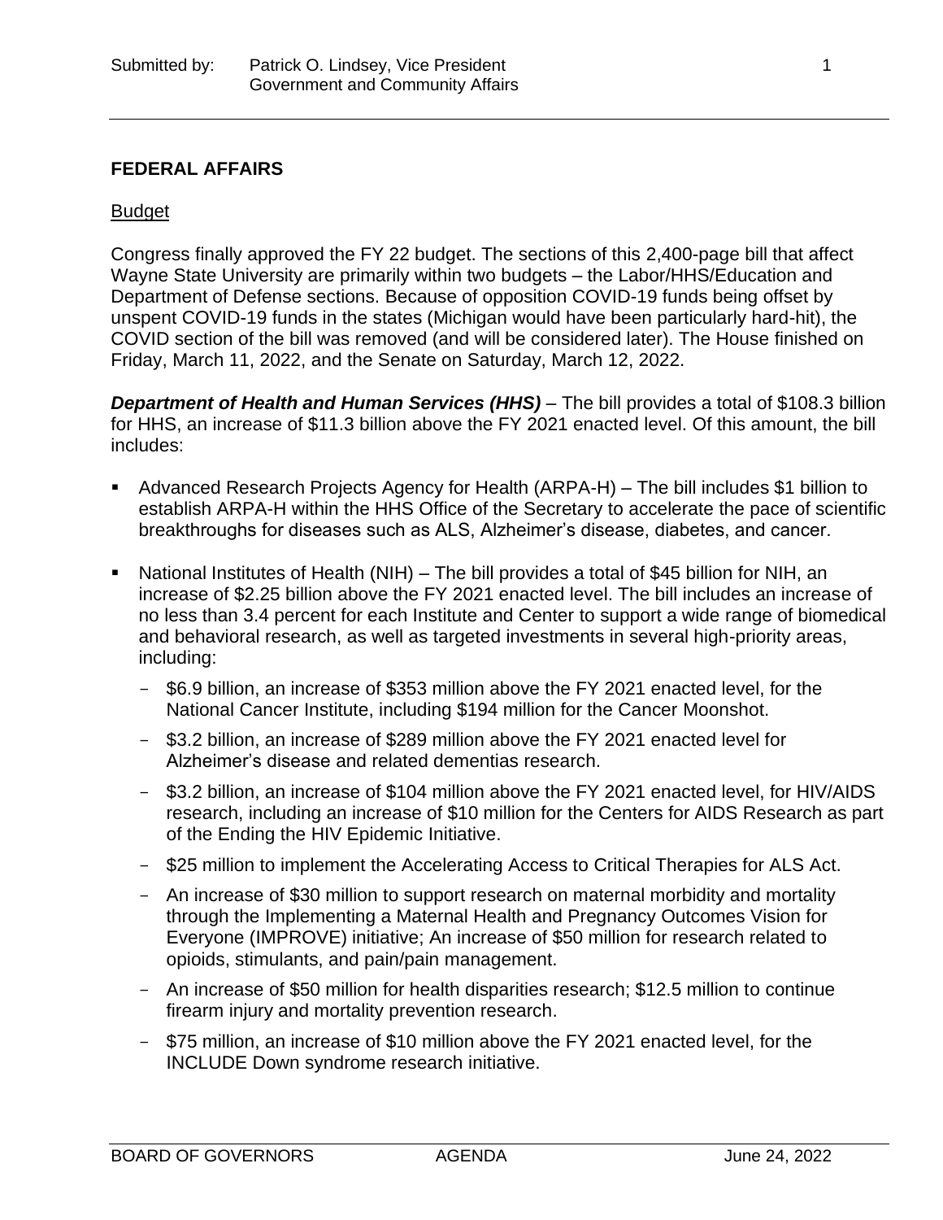## FEDERAL AFFAIRS

### Budget

Congress finally approved the FY 22 budget. The sections of this 2,400-page bill that affect Wayne State University are primarily within two budgets – the Labor/HHS/Education and Department of Defense sections. Because of opposition COVID-19 funds being offset by unspent COVID-19 funds in the states (Michigan would have been particularly hard-hit), the COVID section of the bill was removed (and will be considered later). The House finished on Friday, March 11, 2022, and the Senate on Saturday, March 12, 2022.

***Department of Health and Human Services (HHS)*** – The bill provides a total of $108.3 billion for HHS, an increase of $11.3 billion above the FY 2021 enacted level. Of this amount, the bill includes:

- Advanced Research Projects Agency for Health (ARPA-H) – The bill includes $1 billion to establish ARPA-H within the HHS Office of the Secretary to accelerate the pace of scientific breakthroughs for diseases such as ALS, Alzheimer's disease, diabetes, and cancer.
- National Institutes of Health (NIH) – The bill provides a total of $45 billion for NIH, an increase of $2.25 billion above the FY 2021 enacted level. The bill includes an increase of no less than 3.4 percent for each Institute and Center to support a wide range of biomedical and behavioral research, as well as targeted investments in several high-priority areas, including:
  - $6.9 billion, an increase of $353 million above the FY 2021 enacted level, for the National Cancer Institute, including $194 million for the Cancer Moonshot.
  - $3.2 billion, an increase of $289 million above the FY 2021 enacted level for Alzheimer's disease and related dementias research.
  - $3.2 billion, an increase of $104 million above the FY 2021 enacted level, for HIV/AIDS research, including an increase of $10 million for the Centers for AIDS Research as part of the Ending the HIV Epidemic Initiative.
  - $25 million to implement the Accelerating Access to Critical Therapies for ALS Act.
  - An increase of $30 million to support research on maternal morbidity and mortality through the Implementing a Maternal Health and Pregnancy Outcomes Vision for Everyone (IMPROVE) initiative; An increase of $50 million for research related to opioids, stimulants, and pain/pain management.
  - An increase of $50 million for health disparities research; $12.5 million to continue firearm injury and mortality prevention research.
  - $75 million, an increase of $10 million above the FY 2021 enacted level, for the INCLUDE Down syndrome research initiative.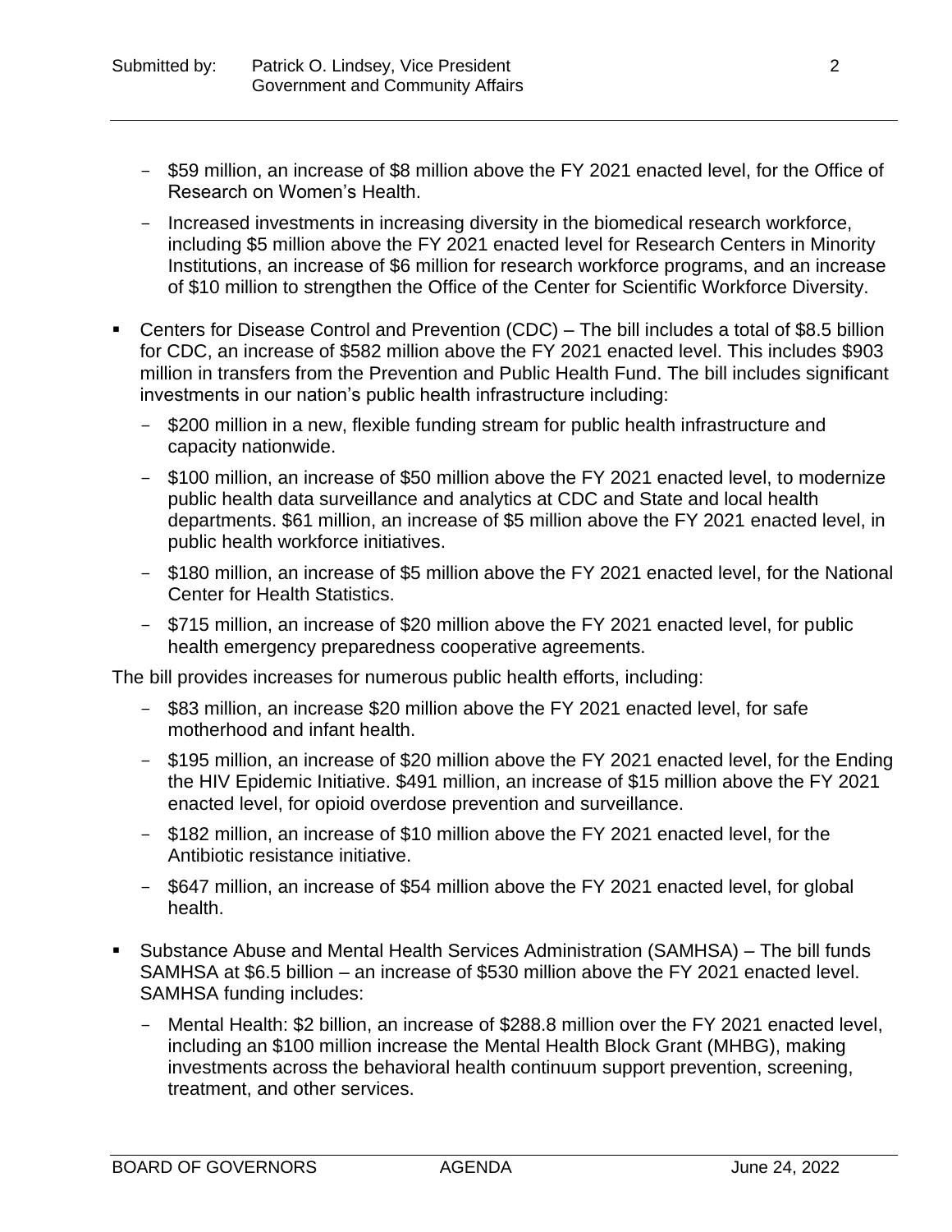- $59 million, an increase of $8 million above the FY 2021 enacted level, for the Office of Research on Women's Health.
  - Increased investments in increasing diversity in the biomedical research workforce, including $5 million above the FY 2021 enacted level for Research Centers in Minority Institutions, an increase of $6 million for research workforce programs, and an increase of $10 million to strengthen the Office of the Center for Scientific Workforce Diversity.

- Centers for Disease Control and Prevention (CDC) – The bill includes a total of $8.5 billion for CDC, an increase of $582 million above the FY 2021 enacted level. This includes $903 million in transfers from the Prevention and Public Health Fund. The bill includes significant investments in our nation's public health infrastructure including:
  - $200 million in a new, flexible funding stream for public health infrastructure and capacity nationwide.
  - $100 million, an increase of $50 million above the FY 2021 enacted level, to modernize public health data surveillance and analytics at CDC and State and local health departments. $61 million, an increase of $5 million above the FY 2021 enacted level, in public health workforce initiatives.
  - $180 million, an increase of $5 million above the FY 2021 enacted level, for the National Center for Health Statistics.
  - $715 million, an increase of $20 million above the FY 2021 enacted level, for public health emergency preparedness cooperative agreements.

The bill provides increases for numerous public health efforts, including:

  - $83 million, an increase $20 million above the FY 2021 enacted level, for safe motherhood and infant health.
  - $195 million, an increase of $20 million above the FY 2021 enacted level, for the Ending the HIV Epidemic Initiative. $491 million, an increase of $15 million above the FY 2021 enacted level, for opioid overdose prevention and surveillance.
  - $182 million, an increase of $10 million above the FY 2021 enacted level, for the Antibiotic resistance initiative.
  - $647 million, an increase of $54 million above the FY 2021 enacted level, for global health.

- Substance Abuse and Mental Health Services Administration (SAMHSA) – The bill funds SAMHSA at $6.5 billion – an increase of $530 million above the FY 2021 enacted level. SAMHSA funding includes:
  - Mental Health: $2 billion, an increase of $288.8 million over the FY 2021 enacted level, including an $100 million increase the Mental Health Block Grant (MHBG), making investments across the behavioral health continuum support prevention, screening, treatment, and other services.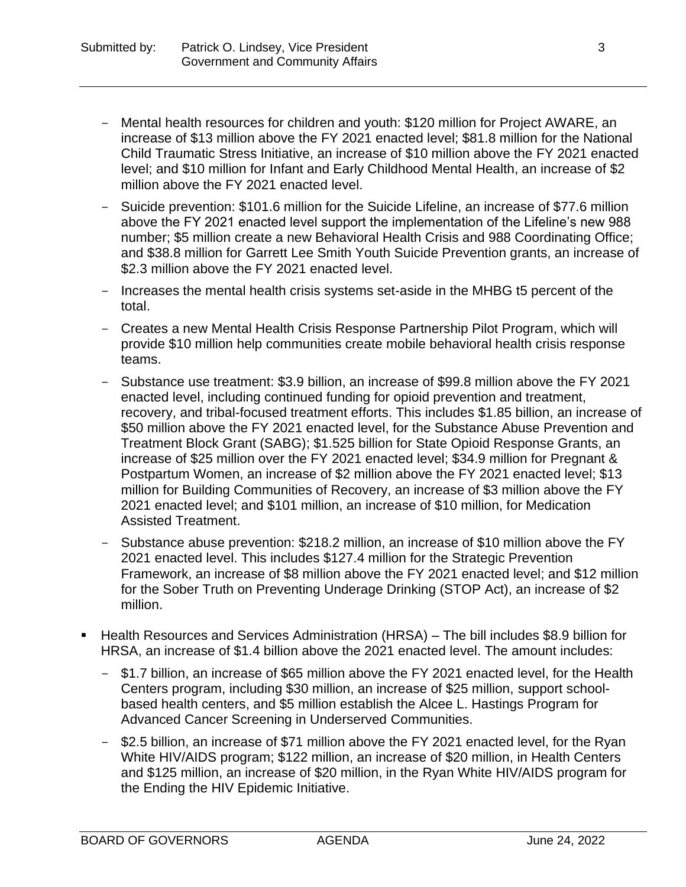- Mental health resources for children and youth: $120 million for Project AWARE, an increase of $13 million above the FY 2021 enacted level; $81.8 million for the National Child Traumatic Stress Initiative, an increase of $10 million above the FY 2021 enacted level; and $10 million for Infant and Early Childhood Mental Health, an increase of $2 million above the FY 2021 enacted level.
- Suicide prevention: $101.6 million for the Suicide Lifeline, an increase of $77.6 million above the FY 2021 enacted level support the implementation of the Lifeline's new 988 number; $5 million create a new Behavioral Health Crisis and 988 Coordinating Office; and $38.8 million for Garrett Lee Smith Youth Suicide Prevention grants, an increase of $2.3 million above the FY 2021 enacted level.
- Increases the mental health crisis systems set-aside in the MHBG t5 percent of the total.
- Creates a new Mental Health Crisis Response Partnership Pilot Program, which will provide $10 million help communities create mobile behavioral health crisis response teams.
- Substance use treatment: $3.9 billion, an increase of $99.8 million above the FY 2021 enacted level, including continued funding for opioid prevention and treatment, recovery, and tribal-focused treatment efforts. This includes $1.85 billion, an increase of $50 million above the FY 2021 enacted level, for the Substance Abuse Prevention and Treatment Block Grant (SABG); $1.525 billion for State Opioid Response Grants, an increase of $25 million over the FY 2021 enacted level; $34.9 million for Pregnant & Postpartum Women, an increase of $2 million above the FY 2021 enacted level; $13 million for Building Communities of Recovery, an increase of $3 million above the FY 2021 enacted level; and $101 million, an increase of $10 million, for Medication Assisted Treatment.
- Substance abuse prevention: $218.2 million, an increase of $10 million above the FY 2021 enacted level. This includes $127.4 million for the Strategic Prevention Framework, an increase of $8 million above the FY 2021 enacted level; and $12 million for the Sober Truth on Preventing Underage Drinking (STOP Act), an increase of $2 million.

▪ Health Resources and Services Administration (HRSA) – The bill includes $8.9 billion for HRSA, an increase of $1.4 billion above the 2021 enacted level. The amount includes:
  - $1.7 billion, an increase of $65 million above the FY 2021 enacted level, for the Health Centers program, including $30 million, an increase of $25 million, support school-based health centers, and $5 million establish the Alcee L. Hastings Program for Advanced Cancer Screening in Underserved Communities.
  - $2.5 billion, an increase of $71 million above the FY 2021 enacted level, for the Ryan White HIV/AIDS program; $122 million, an increase of $20 million, in Health Centers and $125 million, an increase of $20 million, in the Ryan White HIV/AIDS program for the Ending the HIV Epidemic Initiative.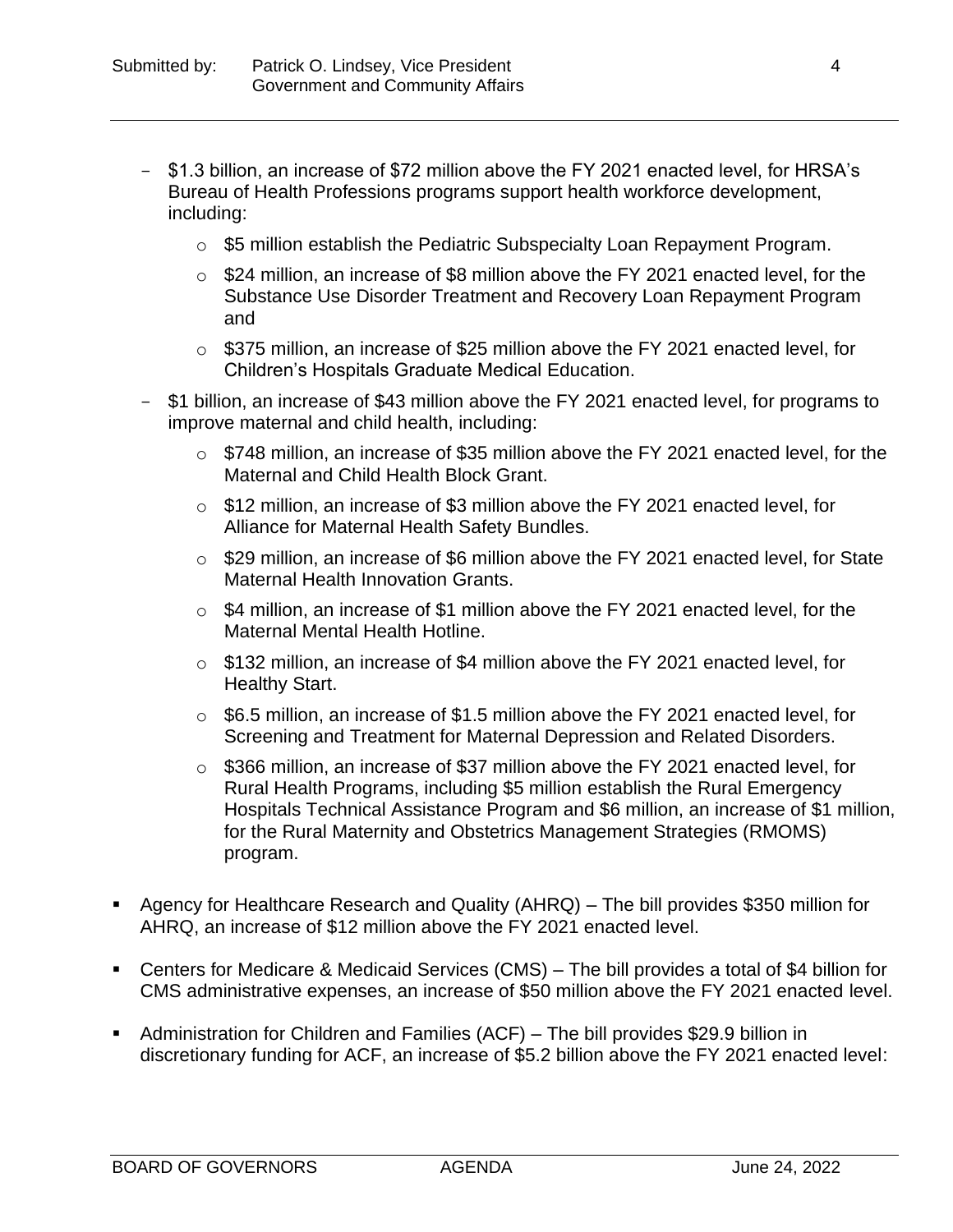- $1.3 billion, an increase of $72 million above the FY 2021 enacted level, for HRSA's Bureau of Health Professions programs support health workforce development, including:
  - $5 million establish the Pediatric Subspecialty Loan Repayment Program.
  - $24 million, an increase of $8 million above the FY 2021 enacted level, for the Substance Use Disorder Treatment and Recovery Loan Repayment Program and
  - $375 million, an increase of $25 million above the FY 2021 enacted level, for Children's Hospitals Graduate Medical Education.
- $1 billion, an increase of $43 million above the FY 2021 enacted level, for programs to improve maternal and child health, including:
  - $748 million, an increase of $35 million above the FY 2021 enacted level, for the Maternal and Child Health Block Grant.
  - $12 million, an increase of $3 million above the FY 2021 enacted level, for Alliance for Maternal Health Safety Bundles.
  - $29 million, an increase of $6 million above the FY 2021 enacted level, for State Maternal Health Innovation Grants.
  - $4 million, an increase of $1 million above the FY 2021 enacted level, for the Maternal Mental Health Hotline.
  - $132 million, an increase of $4 million above the FY 2021 enacted level, for Healthy Start.
  - $6.5 million, an increase of $1.5 million above the FY 2021 enacted level, for Screening and Treatment for Maternal Depression and Related Disorders.
  - $366 million, an increase of $37 million above the FY 2021 enacted level, for Rural Health Programs, including $5 million establish the Rural Emergency Hospitals Technical Assistance Program and $6 million, an increase of $1 million, for the Rural Maternity and Obstetrics Management Strategies (RMOMS) program.

- Agency for Healthcare Research and Quality (AHRQ) – The bill provides $350 million for AHRQ, an increase of $12 million above the FY 2021 enacted level.
- Centers for Medicare & Medicaid Services (CMS) – The bill provides a total of $4 billion for CMS administrative expenses, an increase of $50 million above the FY 2021 enacted level.
- Administration for Children and Families (ACF) – The bill provides $29.9 billion in discretionary funding for ACF, an increase of $5.2 billion above the FY 2021 enacted level: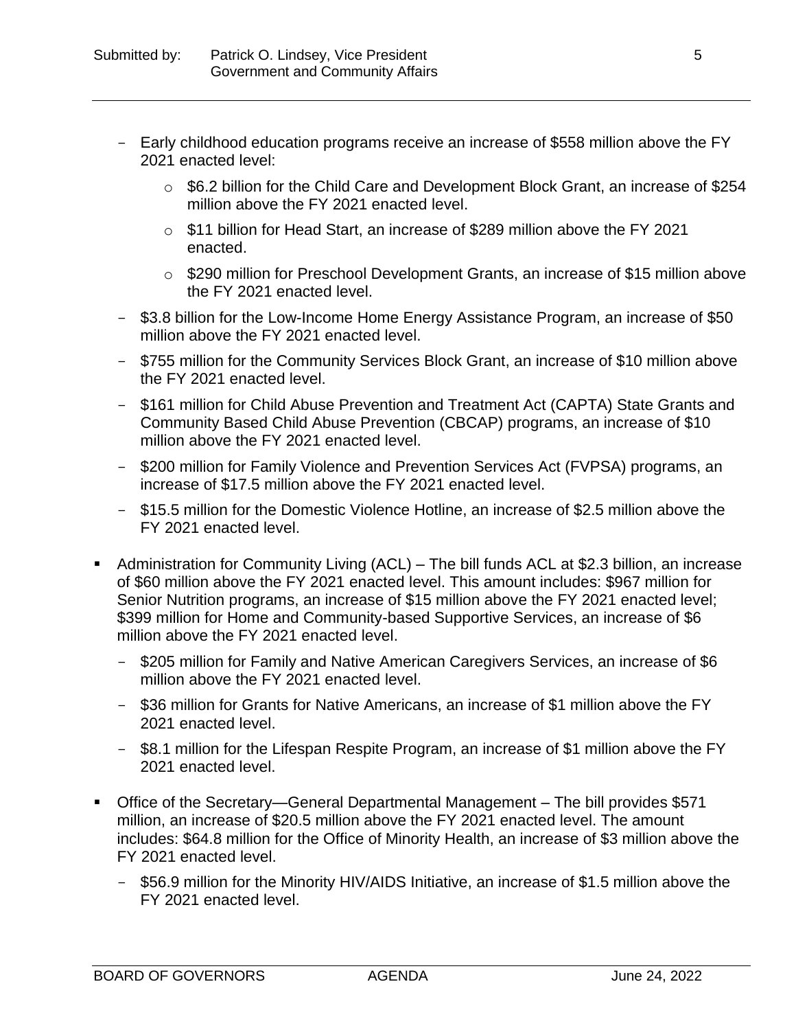- Early childhood education programs receive an increase of $558 million above the FY 2021 enacted level:
  - $6.2 billion for the Child Care and Development Block Grant, an increase of $254 million above the FY 2021 enacted level.
  - $11 billion for Head Start, an increase of $289 million above the FY 2021 enacted.
  - $290 million for Preschool Development Grants, an increase of $15 million above the FY 2021 enacted level.
- $3.8 billion for the Low-Income Home Energy Assistance Program, an increase of $50 million above the FY 2021 enacted level.
- $755 million for the Community Services Block Grant, an increase of $10 million above the FY 2021 enacted level.
- $161 million for Child Abuse Prevention and Treatment Act (CAPTA) State Grants and Community Based Child Abuse Prevention (CBCAP) programs, an increase of $10 million above the FY 2021 enacted level.
- $200 million for Family Violence and Prevention Services Act (FVPSA) programs, an increase of $17.5 million above the FY 2021 enacted level.
- $15.5 million for the Domestic Violence Hotline, an increase of $2.5 million above the FY 2021 enacted level.

- Administration for Community Living (ACL) – The bill funds ACL at $2.3 billion, an increase of $60 million above the FY 2021 enacted level. This amount includes: $967 million for Senior Nutrition programs, an increase of $15 million above the FY 2021 enacted level; $399 million for Home and Community-based Supportive Services, an increase of $6 million above the FY 2021 enacted level.
  - $205 million for Family and Native American Caregivers Services, an increase of $6 million above the FY 2021 enacted level.
  - $36 million for Grants for Native Americans, an increase of $1 million above the FY 2021 enacted level.
  - $8.1 million for the Lifespan Respite Program, an increase of $1 million above the FY 2021 enacted level.

- Office of the Secretary—General Departmental Management – The bill provides $571 million, an increase of $20.5 million above the FY 2021 enacted level. The amount includes: $64.8 million for the Office of Minority Health, an increase of $3 million above the FY 2021 enacted level.
  - $56.9 million for the Minority HIV/AIDS Initiative, an increase of $1.5 million above the FY 2021 enacted level.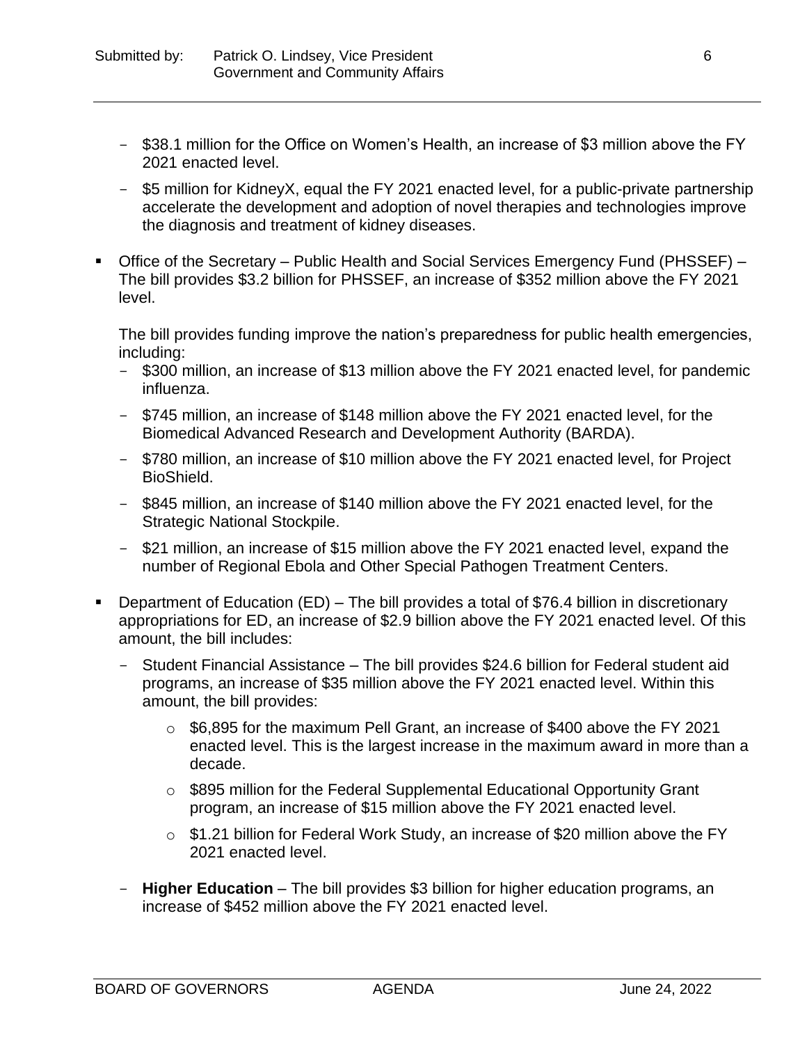- $38.1 million for the Office on Women's Health, an increase of $3 million above the FY 2021 enacted level.
- $5 million for KidneyX, equal the FY 2021 enacted level, for a public-private partnership accelerate the development and adoption of novel therapies and technologies improve the diagnosis and treatment of kidney diseases.

- Office of the Secretary – Public Health and Social Services Emergency Fund (PHSSEF) – The bill provides $3.2 billion for PHSSEF, an increase of $352 million above the FY 2021 level.

  The bill provides funding improve the nation's preparedness for public health emergencies, including:
  - $300 million, an increase of $13 million above the FY 2021 enacted level, for pandemic influenza.
  - $745 million, an increase of $148 million above the FY 2021 enacted level, for the Biomedical Advanced Research and Development Authority (BARDA).
  - $780 million, an increase of $10 million above the FY 2021 enacted level, for Project BioShield.
  - $845 million, an increase of $140 million above the FY 2021 enacted level, for the Strategic National Stockpile.
  - $21 million, an increase of $15 million above the FY 2021 enacted level, expand the number of Regional Ebola and Other Special Pathogen Treatment Centers.

- Department of Education (ED) – The bill provides a total of $76.4 billion in discretionary appropriations for ED, an increase of $2.9 billion above the FY 2021 enacted level. Of this amount, the bill includes:
  - Student Financial Assistance – The bill provides $24.6 billion for Federal student aid programs, an increase of $35 million above the FY 2021 enacted level. Within this amount, the bill provides:
    - $6,895 for the maximum Pell Grant, an increase of $400 above the FY 2021 enacted level. This is the largest increase in the maximum award in more than a decade.
    - $895 million for the Federal Supplemental Educational Opportunity Grant program, an increase of $15 million above the FY 2021 enacted level.
    - $1.21 billion for Federal Work Study, an increase of $20 million above the FY 2021 enacted level.
  - **Higher Education** – The bill provides $3 billion for higher education programs, an increase of $452 million above the FY 2021 enacted level.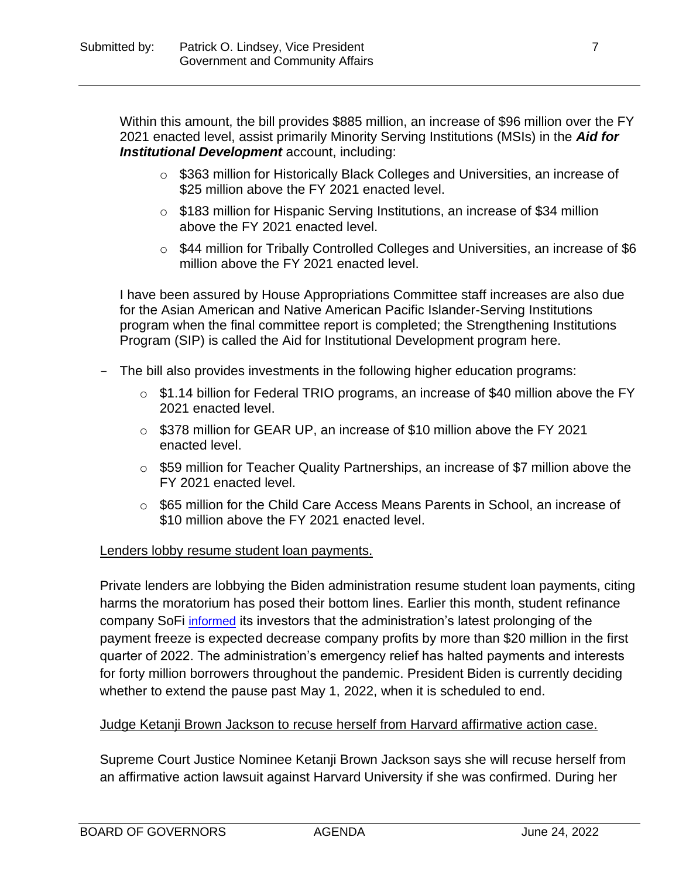Within this amount, the bill provides $885 million, an increase of $96 million over the FY 2021 enacted level, assist primarily Minority Serving Institutions (MSIs) in the ***Aid for Institutional Development*** account, including:

- $363 million for Historically Black Colleges and Universities, an increase of $25 million above the FY 2021 enacted level.
- $183 million for Hispanic Serving Institutions, an increase of $34 million above the FY 2021 enacted level.
- $44 million for Tribally Controlled Colleges and Universities, an increase of $6 million above the FY 2021 enacted level.

I have been assured by House Appropriations Committee staff increases are also due for the Asian American and Native American Pacific Islander-Serving Institutions program when the final committee report is completed; the Strengthening Institutions Program (SIP) is called the Aid for Institutional Development program here.

- The bill also provides investments in the following higher education programs:
  - $1.14 billion for Federal TRIO programs, an increase of $40 million above the FY 2021 enacted level.
  - $378 million for GEAR UP, an increase of $10 million above the FY 2021 enacted level.
  - $59 million for Teacher Quality Partnerships, an increase of $7 million above the FY 2021 enacted level.
  - $65 million for the Child Care Access Means Parents in School, an increase of $10 million above the FY 2021 enacted level.

Lenders lobby resume student loan payments.

Private lenders are lobbying the Biden administration resume student loan payments, citing harms the moratorium has posed their bottom lines. Earlier this month, student refinance company SoFi informed its investors that the administration's latest prolonging of the payment freeze is expected decrease company profits by more than $20 million in the first quarter of 2022. The administration's emergency relief has halted payments and interests for forty million borrowers throughout the pandemic. President Biden is currently deciding whether to extend the pause past May 1, 2022, when it is scheduled to end.

Judge Ketanji Brown Jackson to recuse herself from Harvard affirmative action case.

Supreme Court Justice Nominee Ketanji Brown Jackson says she will recuse herself from an affirmative action lawsuit against Harvard University if she was confirmed. During her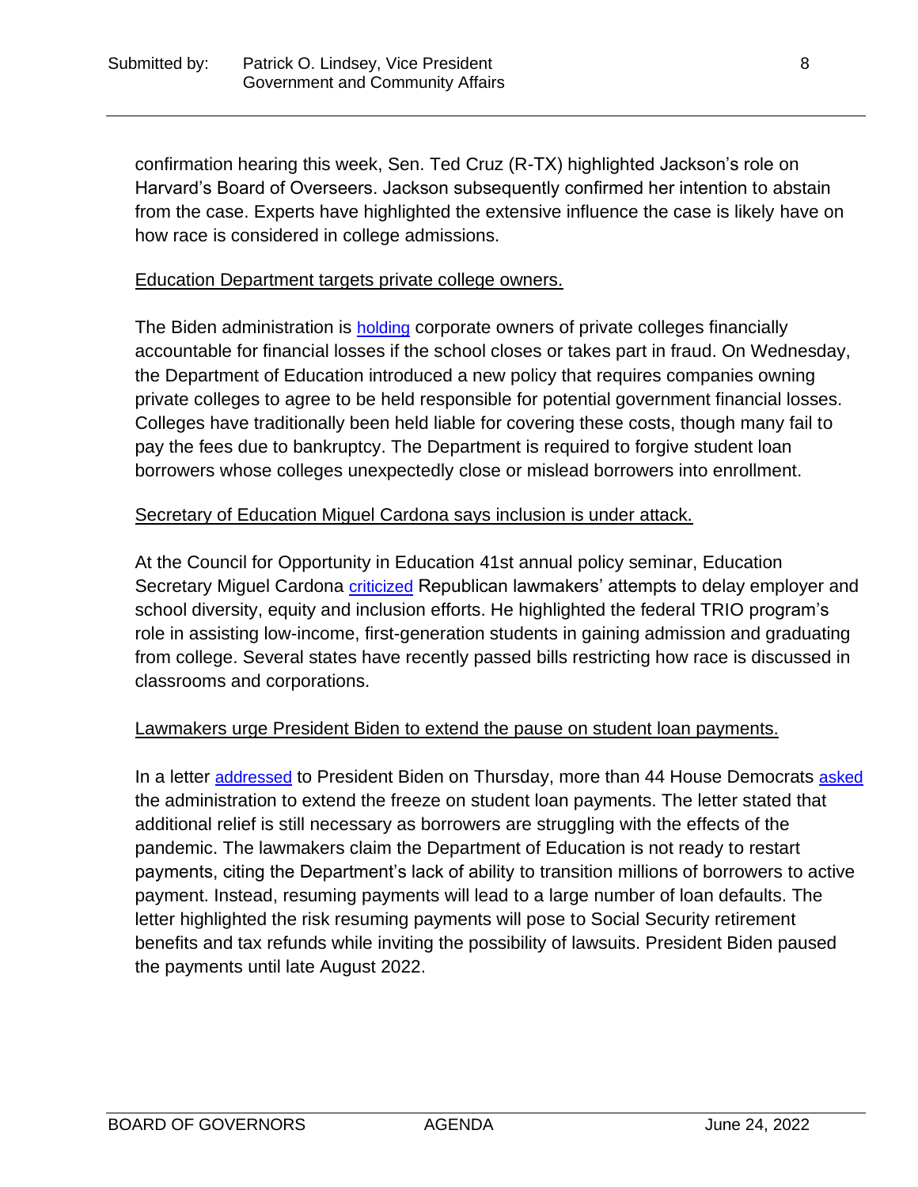confirmation hearing this week, Sen. Ted Cruz (R-TX) highlighted Jackson's role on Harvard's Board of Overseers. Jackson subsequently confirmed her intention to abstain from the case. Experts have highlighted the extensive influence the case is likely have on how race is considered in college admissions.

Education Department targets private college owners.

The Biden administration is holding corporate owners of private colleges financially accountable for financial losses if the school closes or takes part in fraud. On Wednesday, the Department of Education introduced a new policy that requires companies owning private colleges to agree to be held responsible for potential government financial losses. Colleges have traditionally been held liable for covering these costs, though many fail to pay the fees due to bankruptcy. The Department is required to forgive student loan borrowers whose colleges unexpectedly close or mislead borrowers into enrollment.

Secretary of Education Miguel Cardona says inclusion is under attack.

At the Council for Opportunity in Education 41st annual policy seminar, Education Secretary Miguel Cardona criticized Republican lawmakers' attempts to delay employer and school diversity, equity and inclusion efforts. He highlighted the federal TRIO program's role in assisting low-income, first-generation students in gaining admission and graduating from college. Several states have recently passed bills restricting how race is discussed in classrooms and corporations.

Lawmakers urge President Biden to extend the pause on student loan payments.

In a letter addressed to President Biden on Thursday, more than 44 House Democrats asked the administration to extend the freeze on student loan payments. The letter stated that additional relief is still necessary as borrowers are struggling with the effects of the pandemic. The lawmakers claim the Department of Education is not ready to restart payments, citing the Department's lack of ability to transition millions of borrowers to active payment. Instead, resuming payments will lead to a large number of loan defaults. The letter highlighted the risk resuming payments will pose to Social Security retirement benefits and tax refunds while inviting the possibility of lawsuits. President Biden paused the payments until late August 2022.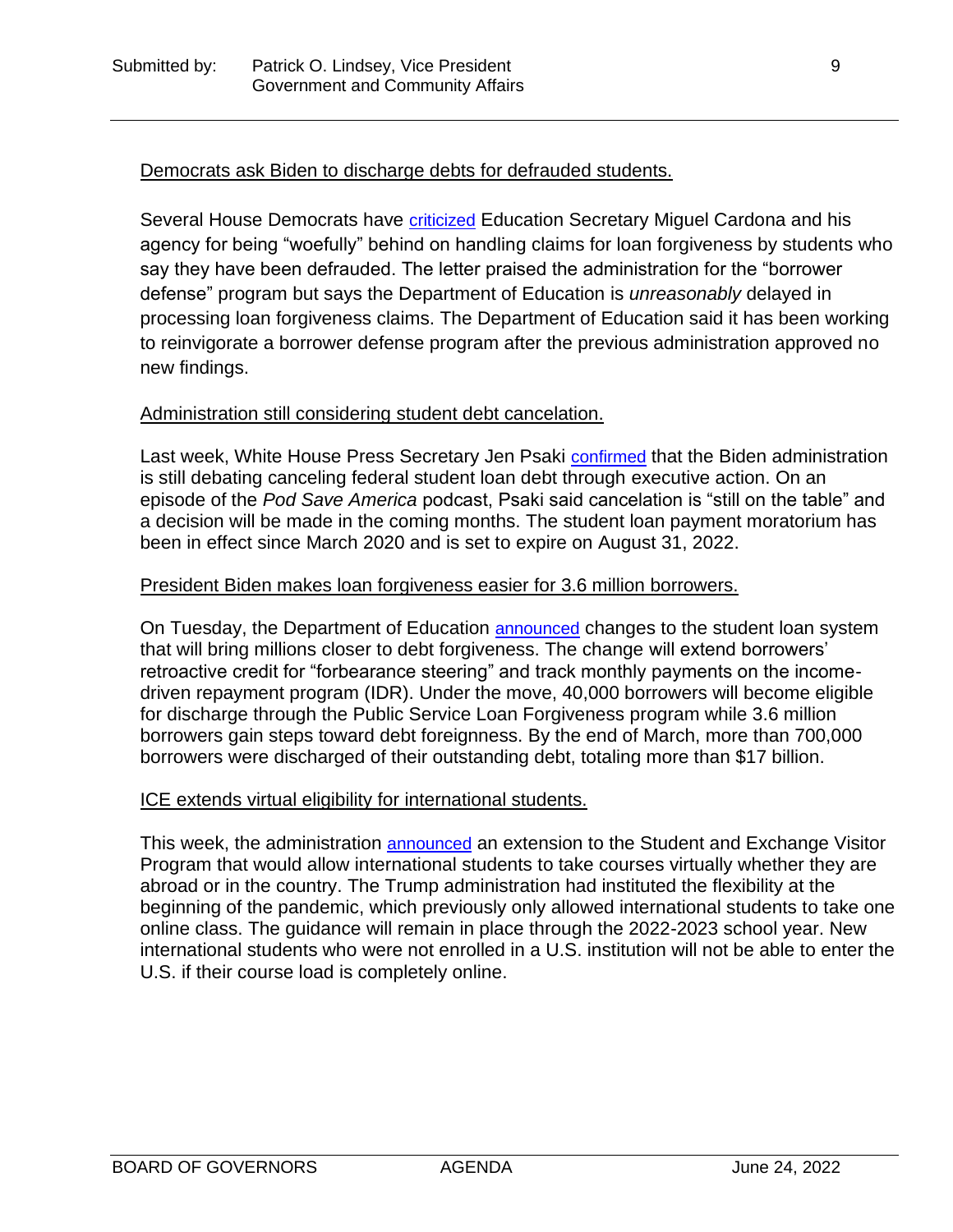Democrats ask Biden to discharge debts for defrauded students.

Several House Democrats have criticized Education Secretary Miguel Cardona and his agency for being "woefully" behind on handling claims for loan forgiveness by students who say they have been defrauded. The letter praised the administration for the "borrower defense" program but says the Department of Education is *unreasonably* delayed in processing loan forgiveness claims. The Department of Education said it has been working to reinvigorate a borrower defense program after the previous administration approved no new findings.

Administration still considering student debt cancelation.

Last week, White House Press Secretary Jen Psaki confirmed that the Biden administration is still debating canceling federal student loan debt through executive action. On an episode of the *Pod Save America* podcast, Psaki said cancelation is "still on the table" and a decision will be made in the coming months. The student loan payment moratorium has been in effect since March 2020 and is set to expire on August 31, 2022.

President Biden makes loan forgiveness easier for 3.6 million borrowers.

On Tuesday, the Department of Education announced changes to the student loan system that will bring millions closer to debt forgiveness. The change will extend borrowers' retroactive credit for "forbearance steering" and track monthly payments on the income-driven repayment program (IDR). Under the move, 40,000 borrowers will become eligible for discharge through the Public Service Loan Forgiveness program while 3.6 million borrowers gain steps toward debt foreignness. By the end of March, more than 700,000 borrowers were discharged of their outstanding debt, totaling more than $17 billion.

ICE extends virtual eligibility for international students.

This week, the administration announced an extension to the Student and Exchange Visitor Program that would allow international students to take courses virtually whether they are abroad or in the country. The Trump administration had instituted the flexibility at the beginning of the pandemic, which previously only allowed international students to take one online class. The guidance will remain in place through the 2022-2023 school year. New international students who were not enrolled in a U.S. institution will not be able to enter the U.S. if their course load is completely online.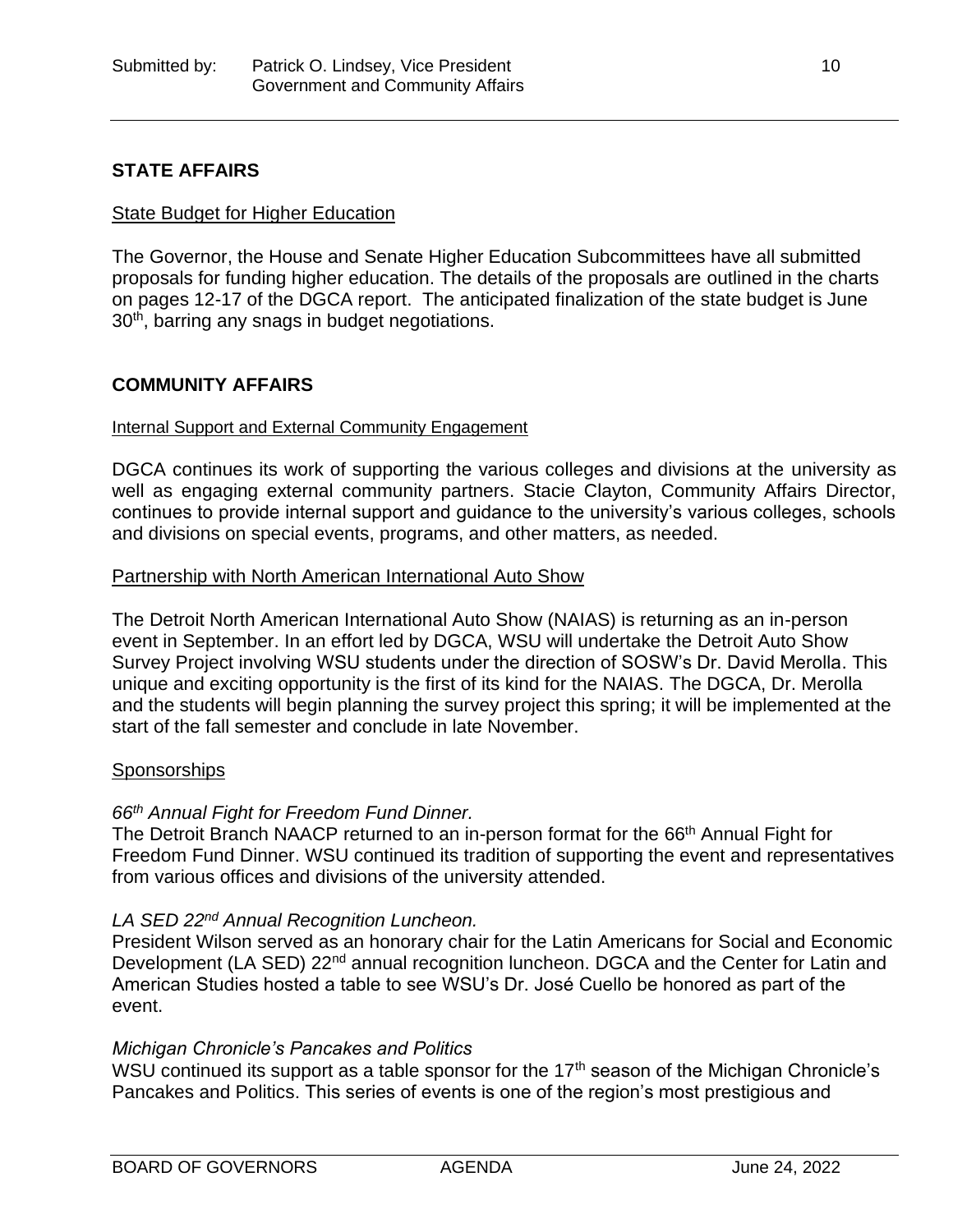## STATE AFFAIRS

State Budget for Higher Education

The Governor, the House and Senate Higher Education Subcommittees have all submitted proposals for funding higher education. The details of the proposals are outlined in the charts on pages 12-17 of the DGCA report. The anticipated finalization of the state budget is June 30th, barring any snags in budget negotiations.

## COMMUNITY AFFAIRS

Internal Support and External Community Engagement

DGCA continues its work of supporting the various colleges and divisions at the university as well as engaging external community partners. Stacie Clayton, Community Affairs Director, continues to provide internal support and guidance to the university's various colleges, schools and divisions on special events, programs, and other matters, as needed.

Partnership with North American International Auto Show

The Detroit North American International Auto Show (NAIAS) is returning as an in-person event in September. In an effort led by DGCA, WSU will undertake the Detroit Auto Show Survey Project involving WSU students under the direction of SOSW's Dr. David Merolla. This unique and exciting opportunity is the first of its kind for the NAIAS. The DGCA, Dr. Merolla and the students will begin planning the survey project this spring; it will be implemented at the start of the fall semester and conclude in late November.

Sponsorships

*66th Annual Fight for Freedom Fund Dinner.*
The Detroit Branch NAACP returned to an in-person format for the 66th Annual Fight for Freedom Fund Dinner. WSU continued its tradition of supporting the event and representatives from various offices and divisions of the university attended.

*LA SED 22nd Annual Recognition Luncheon.*
President Wilson served as an honorary chair for the Latin Americans for Social and Economic Development (LA SED) 22nd annual recognition luncheon. DGCA and the Center for Latin and American Studies hosted a table to see WSU's Dr. José Cuello be honored as part of the event.

*Michigan Chronicle's Pancakes and Politics*
WSU continued its support as a table sponsor for the 17th season of the Michigan Chronicle's Pancakes and Politics. This series of events is one of the region's most prestigious and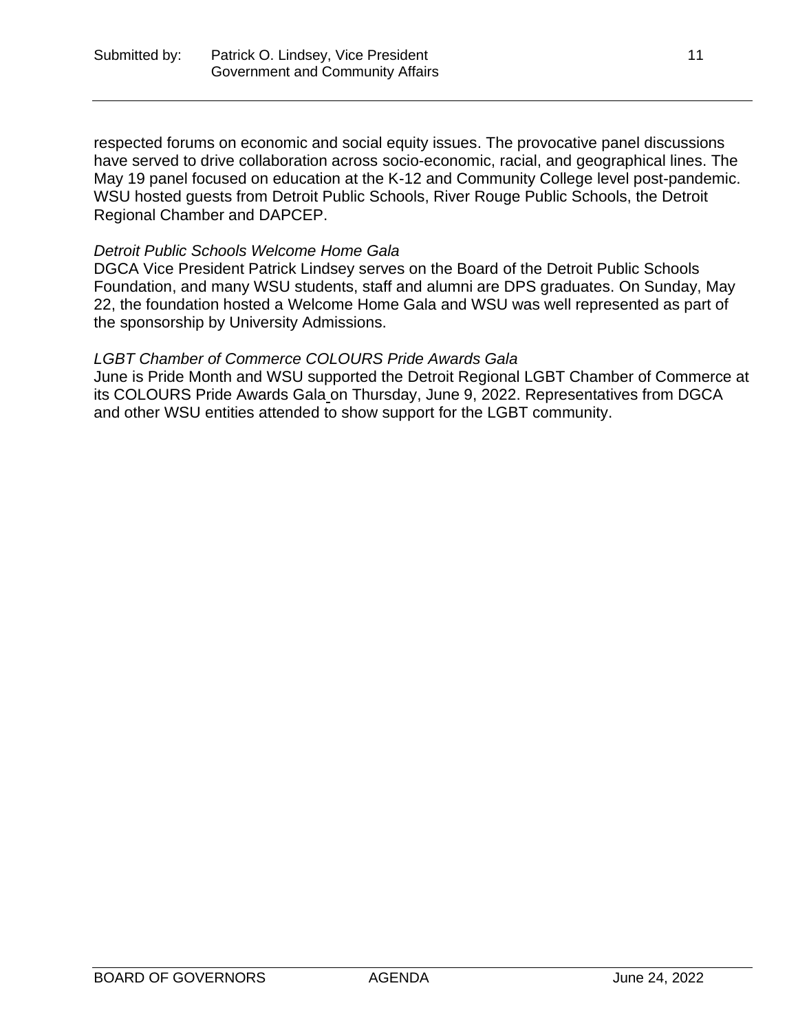respected forums on economic and social equity issues. The provocative panel discussions have served to drive collaboration across socio-economic, racial, and geographical lines. The May 19 panel focused on education at the K-12 and Community College level post-pandemic. WSU hosted guests from Detroit Public Schools, River Rouge Public Schools, the Detroit Regional Chamber and DAPCEP.

*Detroit Public Schools Welcome Home Gala*
DGCA Vice President Patrick Lindsey serves on the Board of the Detroit Public Schools Foundation, and many WSU students, staff and alumni are DPS graduates. On Sunday, May 22, the foundation hosted a Welcome Home Gala and WSU was well represented as part of the sponsorship by University Admissions.

*LGBT Chamber of Commerce COLOURS Pride Awards Gala*
June is Pride Month and WSU supported the Detroit Regional LGBT Chamber of Commerce at its COLOURS Pride Awards Gala on Thursday, June 9, 2022. Representatives from DGCA and other WSU entities attended to show support for the LGBT community.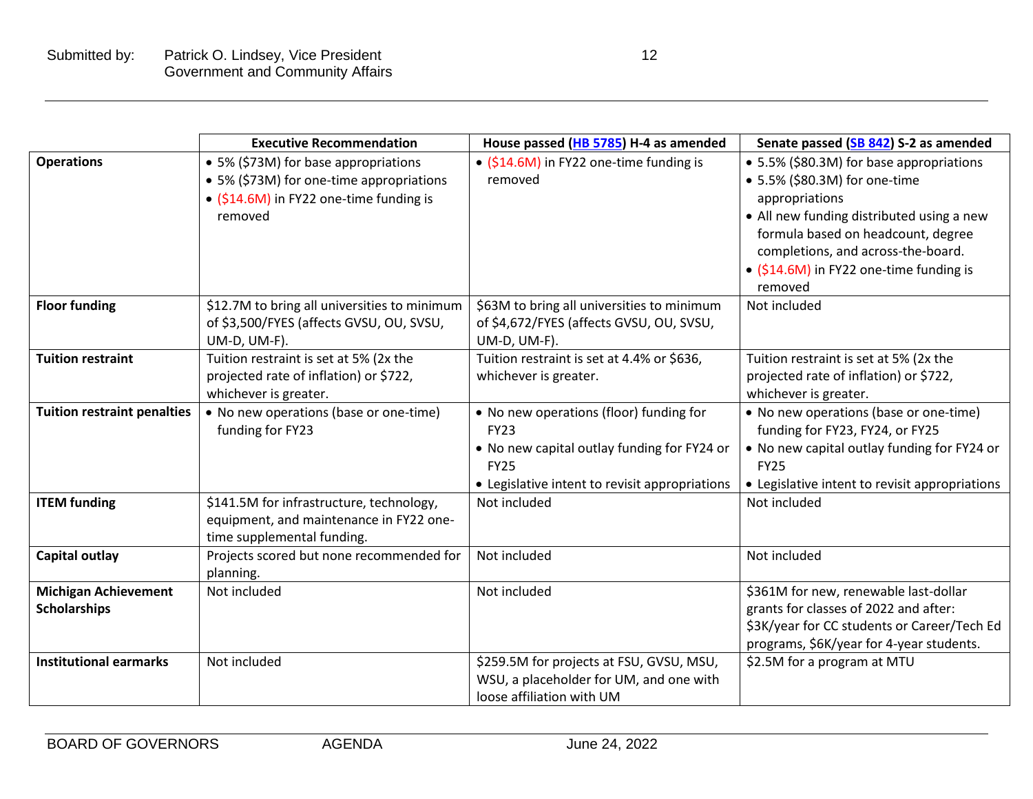| | Executive Recommendation | House passed (HB 5785) H-4 as amended | Senate passed (SB 842) S-2 as amended |
|---|---|---|---|
| **Operations** | • 5% ($73M) for base appropriations<br>• 5% ($73M) for one-time appropriations<br>• ($14.6M) in FY22 one-time funding is removed | • ($14.6M) in FY22 one-time funding is removed | • 5.5% ($80.3M) for base appropriations<br>• 5.5% ($80.3M) for one-time appropriations<br>• All new funding distributed using a new formula based on headcount, degree completions, and across-the-board.<br>• ($14.6M) in FY22 one-time funding is removed |
| **Floor funding** | $12.7M to bring all universities to minimum of $3,500/FYES (affects GVSU, OU, SVSU, UM-D, UM-F). | $63M to bring all universities to minimum of $4,672/FYES (affects GVSU, OU, SVSU, UM-D, UM-F). | Not included |
| **Tuition restraint** | Tuition restraint is set at 5% (2x the projected rate of inflation) or $722, whichever is greater. | Tuition restraint is set at 4.4% or $636, whichever is greater. | Tuition restraint is set at 5% (2x the projected rate of inflation) or $722, whichever is greater. |
| **Tuition restraint penalties** | • No new operations (base or one-time) funding for FY23 | • No new operations (floor) funding for FY23<br>• No new capital outlay funding for FY24 or FY25<br>• Legislative intent to revisit appropriations | • No new operations (base or one-time) funding for FY23, FY24, or FY25<br>• No new capital outlay funding for FY24 or FY25<br>• Legislative intent to revisit appropriations |
| **ITEM funding** | $141.5M for infrastructure, technology, equipment, and maintenance in FY22 one-time supplemental funding. | Not included | Not included |
| **Capital outlay** | Projects scored but none recommended for planning. | Not included | Not included |
| **Michigan Achievement Scholarships** | Not included | Not included | $361M for new, renewable last-dollar grants for classes of 2022 and after: $3K/year for CC students or Career/Tech Ed programs, $6K/year for 4-year students. |
| **Institutional earmarks** | Not included | $259.5M for projects at FSU, GVSU, MSU, WSU, a placeholder for UM, and one with loose affiliation with UM | $2.5M for a program at MTU |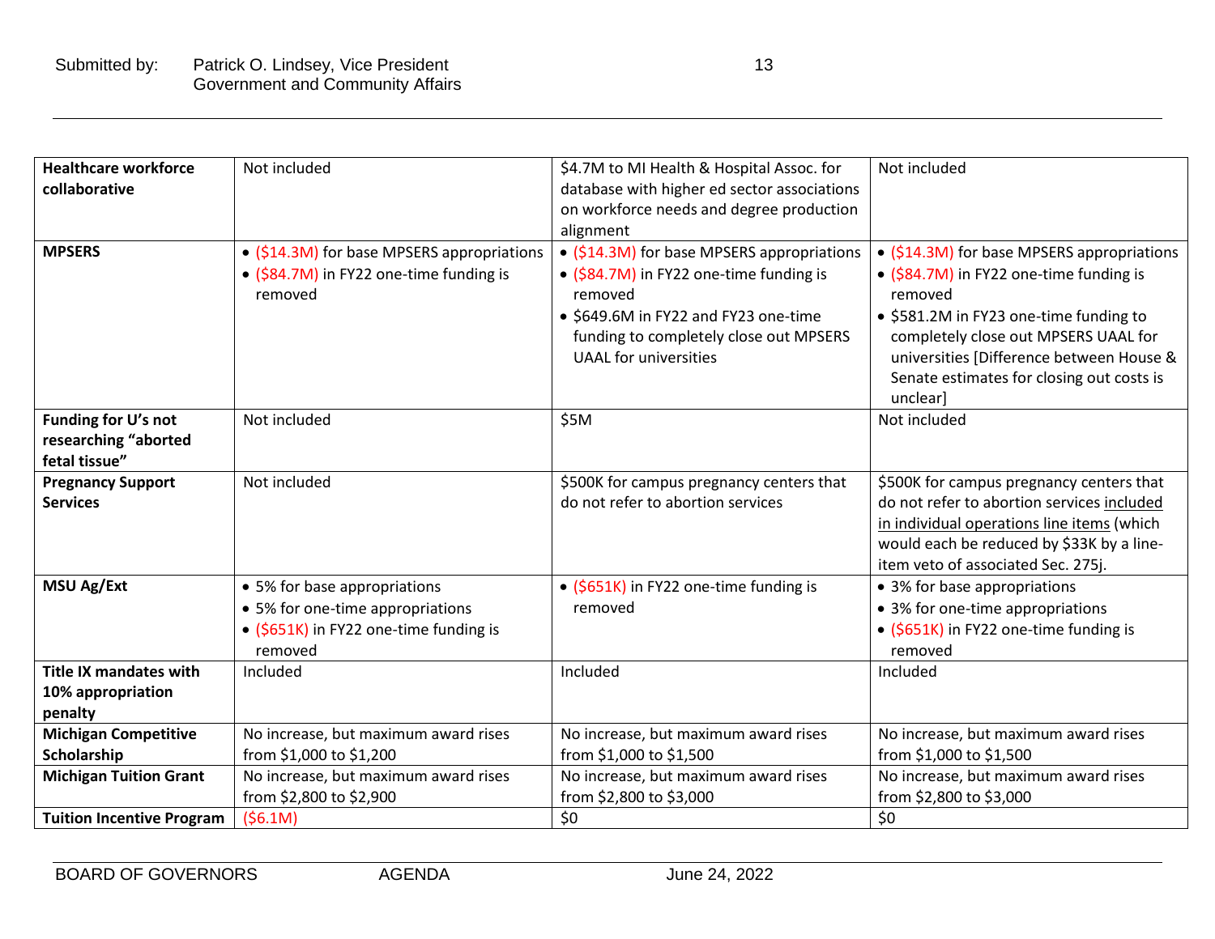| | | | |
|---|---|---|---|
| **Healthcare workforce collaborative** | Not included | $4.7M to MI Health & Hospital Assoc. for database with higher ed sector associations on workforce needs and degree production alignment | Not included |
| **MPSERS** | • ($14.3M) for base MPSERS appropriations<br>• ($84.7M) in FY22 one-time funding is removed | • ($14.3M) for base MPSERS appropriations<br>• ($84.7M) in FY22 one-time funding is removed<br>• $649.6M in FY22 and FY23 one-time funding to completely close out MPSERS UAAL for universities | • ($14.3M) for base MPSERS appropriations<br>• ($84.7M) in FY22 one-time funding is removed<br>• $581.2M in FY23 one-time funding to completely close out MPSERS UAAL for universities [Difference between House & Senate estimates for closing out costs is unclear] |
| **Funding for U's not researching "aborted fetal tissue"** | Not included | $5M | Not included |
| **Pregnancy Support Services** | Not included | $500K for campus pregnancy centers that do not refer to abortion services | $500K for campus pregnancy centers that do not refer to abortion services included in individual operations line items (which would each be reduced by $33K by a line-item veto of associated Sec. 275j. |
| **MSU Ag/Ext** | • 5% for base appropriations<br>• 5% for one-time appropriations<br>• ($651K) in FY22 one-time funding is removed | • ($651K) in FY22 one-time funding is removed | • 3% for base appropriations<br>• 3% for one-time appropriations<br>• ($651K) in FY22 one-time funding is removed |
| **Title IX mandates with 10% appropriation penalty** | Included | Included | Included |
| **Michigan Competitive Scholarship** | No increase, but maximum award rises from $1,000 to $1,200 | No increase, but maximum award rises from $1,000 to $1,500 | No increase, but maximum award rises from $1,000 to $1,500 |
| **Michigan Tuition Grant** | No increase, but maximum award rises from $2,800 to $2,900 | No increase, but maximum award rises from $2,800 to $3,000 | No increase, but maximum award rises from $2,800 to $3,000 |
| **Tuition Incentive Program** | ($6.1M) | $0 | $0 |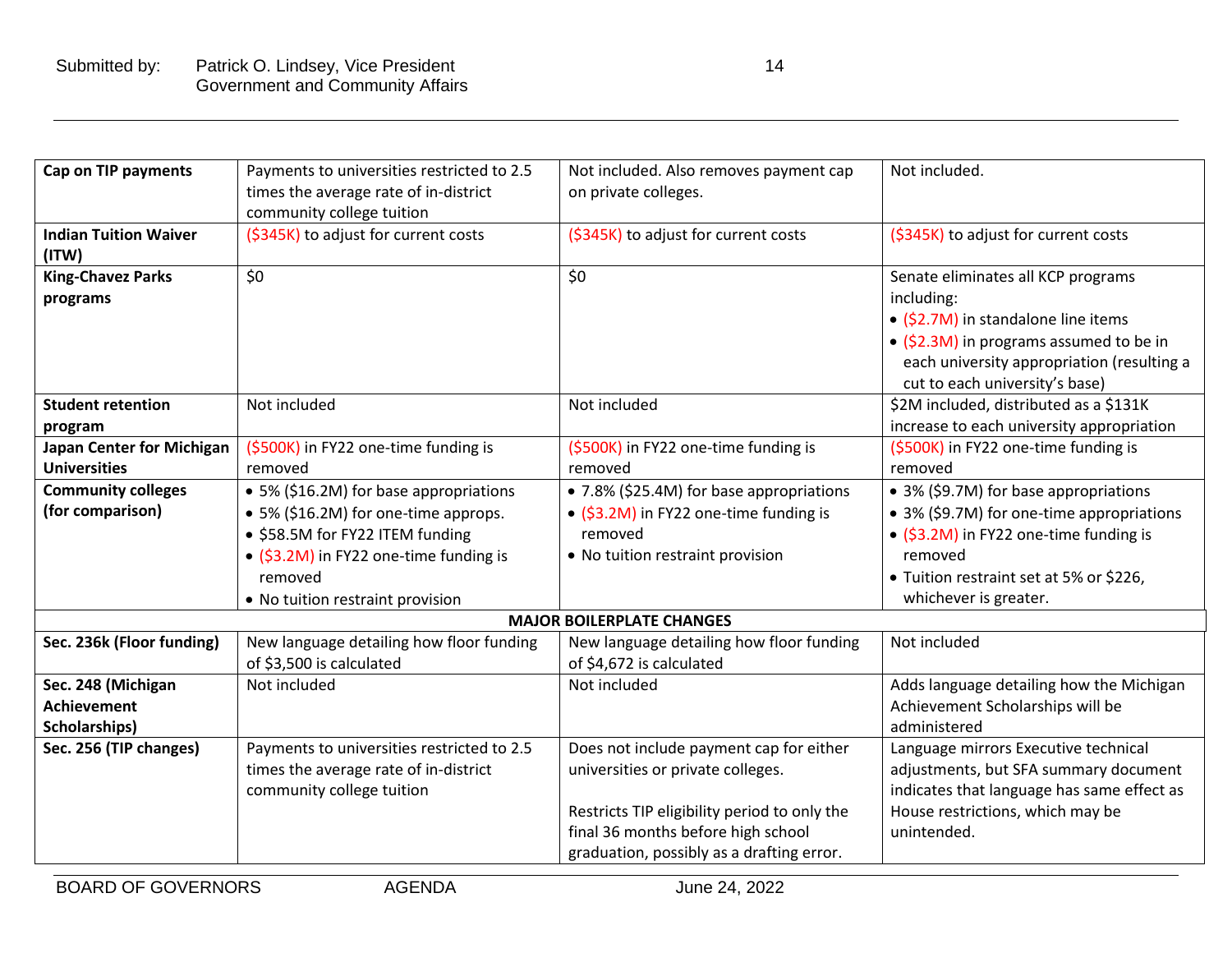| | | | |
|---|---|---|---|
| **Cap on TIP payments** | Payments to universities restricted to 2.5 times the average rate of in-district community college tuition | Not included. Also removes payment cap on private colleges. | Not included. |
| **Indian Tuition Waiver (ITW)** | ($345K) to adjust for current costs | ($345K) to adjust for current costs | ($345K) to adjust for current costs |
| **King-Chavez Parks programs** | $0 | $0 | Senate eliminates all KCP programs including:<br>• ($2.7M) in standalone line items<br>• ($2.3M) in programs assumed to be in each university appropriation (resulting a cut to each university's base) |
| **Student retention program** | Not included | Not included | $2M included, distributed as a $131K increase to each university appropriation |
| **Japan Center for Michigan Universities** | ($500K) in FY22 one-time funding is removed | ($500K) in FY22 one-time funding is removed | ($500K) in FY22 one-time funding is removed |
| **Community colleges (for comparison)** | • 5% ($16.2M) for base appropriations<br>• 5% ($16.2M) for one-time approps.<br>• $58.5M for FY22 ITEM funding<br>• ($3.2M) in FY22 one-time funding is removed<br>• No tuition restraint provision | • 7.8% ($25.4M) for base appropriations<br>• ($3.2M) in FY22 one-time funding is removed<br>• No tuition restraint provision | • 3% ($9.7M) for base appropriations<br>• 3% ($9.7M) for one-time appropriations<br>• ($3.2M) in FY22 one-time funding is removed<br>• Tuition restraint set at 5% or $226, whichever is greater. |
| **MAJOR BOILERPLATE CHANGES** | | | |
| **Sec. 236k (Floor funding)** | New language detailing how floor funding of $3,500 is calculated | New language detailing how floor funding of $4,672 is calculated | Not included |
| **Sec. 248 (Michigan Achievement Scholarships)** | Not included | Not included | Adds language detailing how the Michigan Achievement Scholarships will be administered |
| **Sec. 256 (TIP changes)** | Payments to universities restricted to 2.5 times the average rate of in-district community college tuition | Does not include payment cap for either universities or private colleges.<br><br>Restricts TIP eligibility period to only the final 36 months before high school graduation, possibly as a drafting error. | Language mirrors Executive technical adjustments, but SFA summary document indicates that language has same effect as House restrictions, which may be unintended. |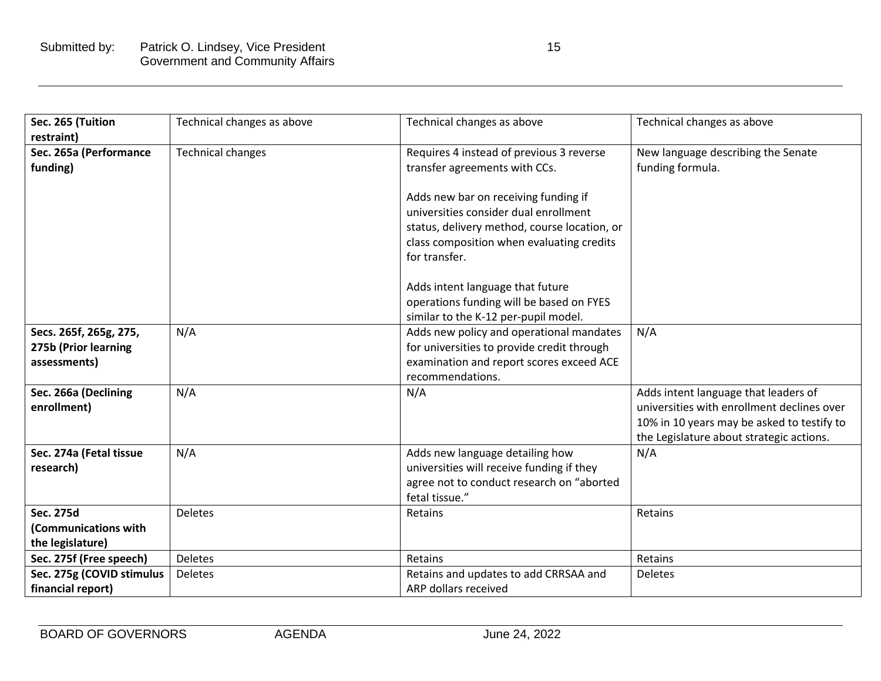| **Sec. 265 (Tuition restraint)** | Technical changes as above | Technical changes as above | Technical changes as above |
|---|---|---|---|
| **Sec. 265a (Performance funding)** | Technical changes | Requires 4 instead of previous 3 reverse transfer agreements with CCs.<br><br>Adds new bar on receiving funding if universities consider dual enrollment status, delivery method, course location, or class composition when evaluating credits for transfer.<br><br>Adds intent language that future operations funding will be based on FYES similar to the K-12 per-pupil model. | New language describing the Senate funding formula. |
| **Secs. 265f, 265g, 275, 275b (Prior learning assessments)** | N/A | Adds new policy and operational mandates for universities to provide credit through examination and report scores exceed ACE recommendations. | N/A |
| **Sec. 266a (Declining enrollment)** | N/A | N/A | Adds intent language that leaders of universities with enrollment declines over 10% in 10 years may be asked to testify to the Legislature about strategic actions. |
| **Sec. 274a (Fetal tissue research)** | N/A | Adds new language detailing how universities will receive funding if they agree not to conduct research on "aborted fetal tissue." | N/A |
| **Sec. 275d (Communications with the legislature)** | Deletes | Retains | Retains |
| **Sec. 275f (Free speech)** | Deletes | Retains | Retains |
| **Sec. 275g (COVID stimulus financial report)** | Deletes | Retains and updates to add CRRSAA and ARP dollars received | Deletes |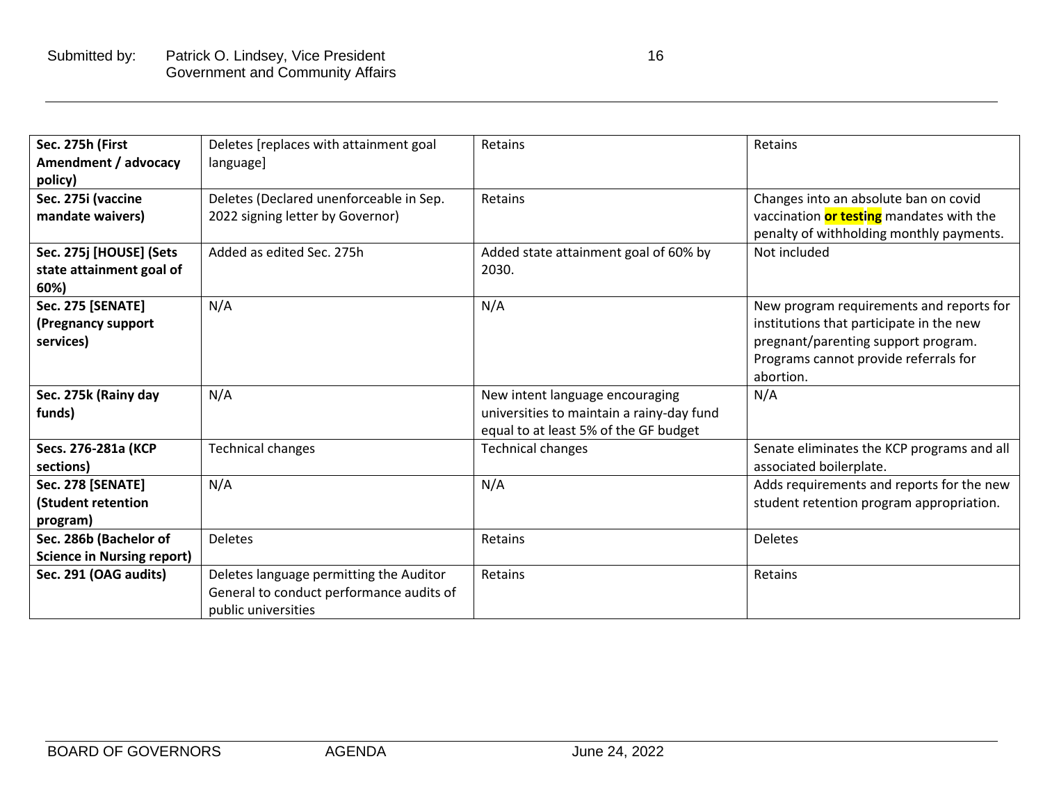| | | | |
|---|---|---|---|
| **Sec. 275h (First Amendment / advocacy policy)** | Deletes [replaces with attainment goal language] | Retains | Retains |
| **Sec. 275i (vaccine mandate waivers)** | Deletes (Declared unenforceable in Sep. 2022 signing letter by Governor) | Retains | Changes into an absolute ban on covid vaccination **or testing** mandates with the penalty of withholding monthly payments. |
| **Sec. 275j [HOUSE] (Sets state attainment goal of 60%)** | Added as edited Sec. 275h | Added state attainment goal of 60% by 2030. | Not included |
| **Sec. 275 [SENATE] (Pregnancy support services)** | N/A | N/A | New program requirements and reports for institutions that participate in the new pregnant/parenting support program. Programs cannot provide referrals for abortion. |
| **Sec. 275k (Rainy day funds)** | N/A | New intent language encouraging universities to maintain a rainy-day fund equal to at least 5% of the GF budget | N/A |
| **Secs. 276-281a (KCP sections)** | Technical changes | Technical changes | Senate eliminates the KCP programs and all associated boilerplate. |
| **Sec. 278 [SENATE] (Student retention program)** | N/A | N/A | Adds requirements and reports for the new student retention program appropriation. |
| **Sec. 286b (Bachelor of Science in Nursing report)** | Deletes | Retains | Deletes |
| **Sec. 291 (OAG audits)** | Deletes language permitting the Auditor General to conduct performance audits of public universities | Retains | Retains |